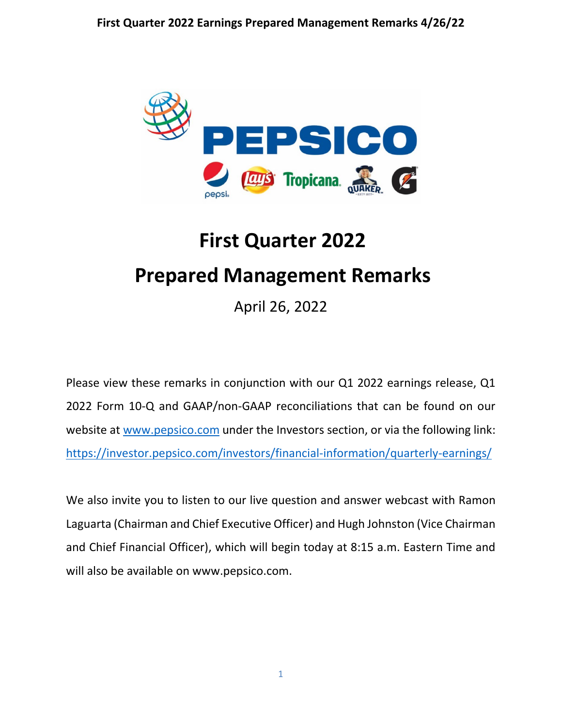# First Quarter 2022

# Prepared Management Remarks

April 26, 2022

Please view these remarks in conjunction with our Q1 2022 earnings release, Q1 2022 Form 10-Q and GAAP/non-GAAP reconciliations that can be found on our website at www.pepsico.com under the Investors section, or via the following link: https://investor.pepsico.com/investors/financial-information/quarterly-earnings/

We also invite you to listen to our live question and answer webcast with Ramon Laguarta (Chairman and Chief Executive Officer) and Hugh Johnston (Vice Chairman and Chief Financial Officer), which will begin today at 8:15 a.m. Eastern Time and will also be available on www.pepsico.com.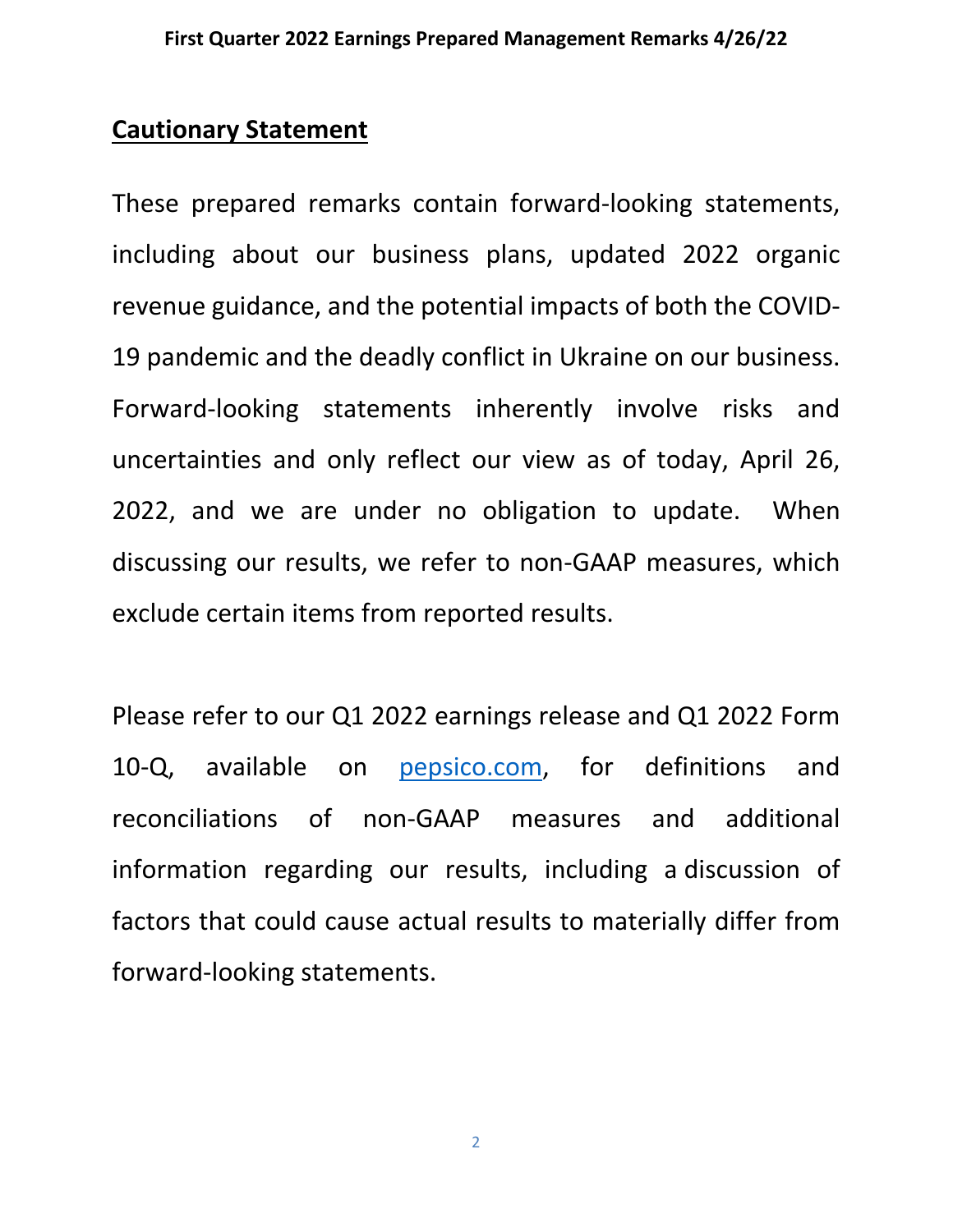## Cautionary Statement

These prepared remarks contain forward-looking statements, including about our business plans, updated 2022 organic revenue guidance, and the potential impacts of both the COVID-19 pandemic and the deadly conflict in Ukraine on our business. Forward-looking statements inherently involve risks and uncertainties and only reflect our view as of today, April 26, 2022, and we are under no obligation to update. When discussing our results, we refer to non-GAAP measures, which exclude certain items from reported results.

Please refer to our Q1 2022 earnings release and Q1 2022 Form 10-Q, available on [pepsico.com](https://www.pepsico.com), for definitions and reconciliations of non-GAAP measures and additional information regarding our results, including a discussion of factors that could cause actual results to materially differ from forward-looking statements.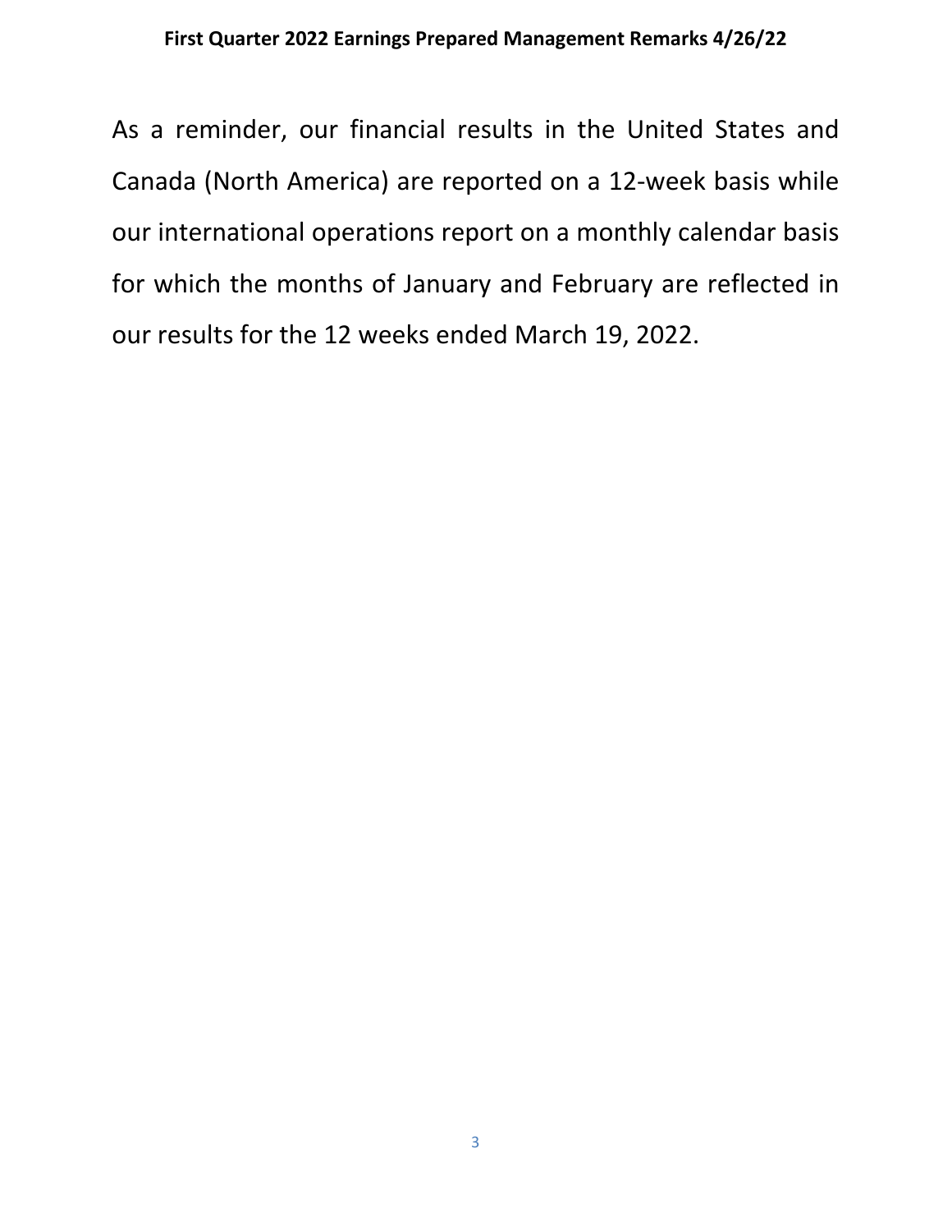As a reminder, our financial results in the United States and Canada (North America) are reported on a 12-week basis while our international operations report on a monthly calendar basis for which the months of January and February are reflected in our results for the 12 weeks ended March 19, 2022.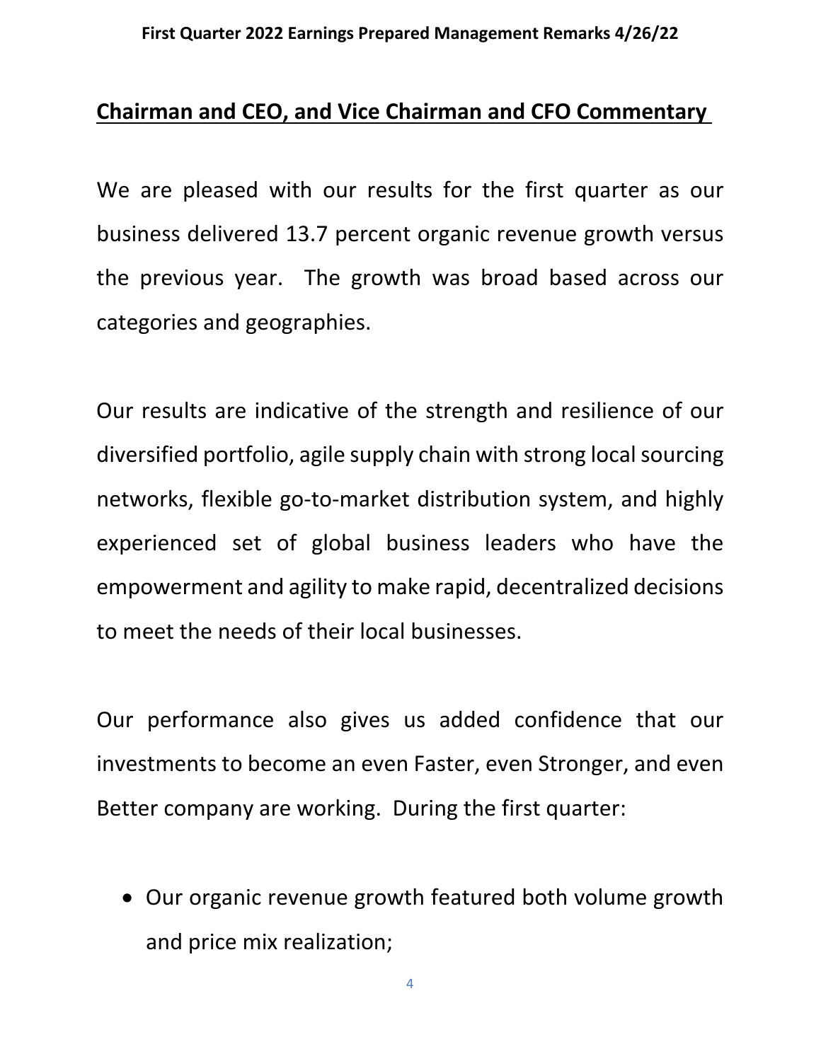## Chairman and CEO, and Vice Chairman and CFO Commentary

We are pleased with our results for the first quarter as our business delivered 13.7 percent organic revenue growth versus the previous year. The growth was broad based across our categories and geographies.

Our results are indicative of the strength and resilience of our diversified portfolio, agile supply chain with strong local sourcing networks, flexible go-to-market distribution system, and highly experienced set of global business leaders who have the empowerment and agility to make rapid, decentralized decisions to meet the needs of their local businesses.

Our performance also gives us added confidence that our investments to become an even Faster, even Stronger, and even Better company are working. During the first quarter:

- Our organic revenue growth featured both volume growth and price mix realization;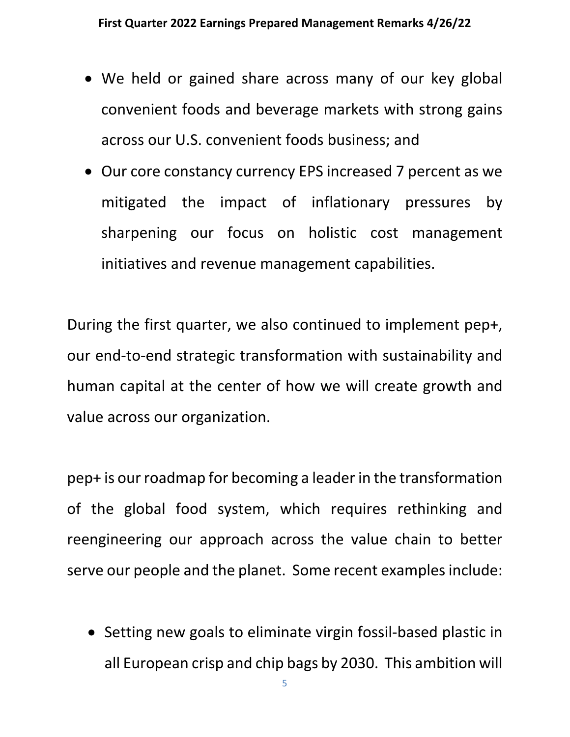- We held or gained share across many of our key global convenient foods and beverage markets with strong gains across our U.S. convenient foods business; and
- Our core constancy currency EPS increased 7 percent as we mitigated the impact of inflationary pressures by sharpening our focus on holistic cost management initiatives and revenue management capabilities.

During the first quarter, we also continued to implement pep+, our end-to-end strategic transformation with sustainability and human capital at the center of how we will create growth and value across our organization.

pep+ is our roadmap for becoming a leader in the transformation of the global food system, which requires rethinking and reengineering our approach across the value chain to better serve our people and the planet. Some recent examples include:

- Setting new goals to eliminate virgin fossil-based plastic in all European crisp and chip bags by 2030. This ambition will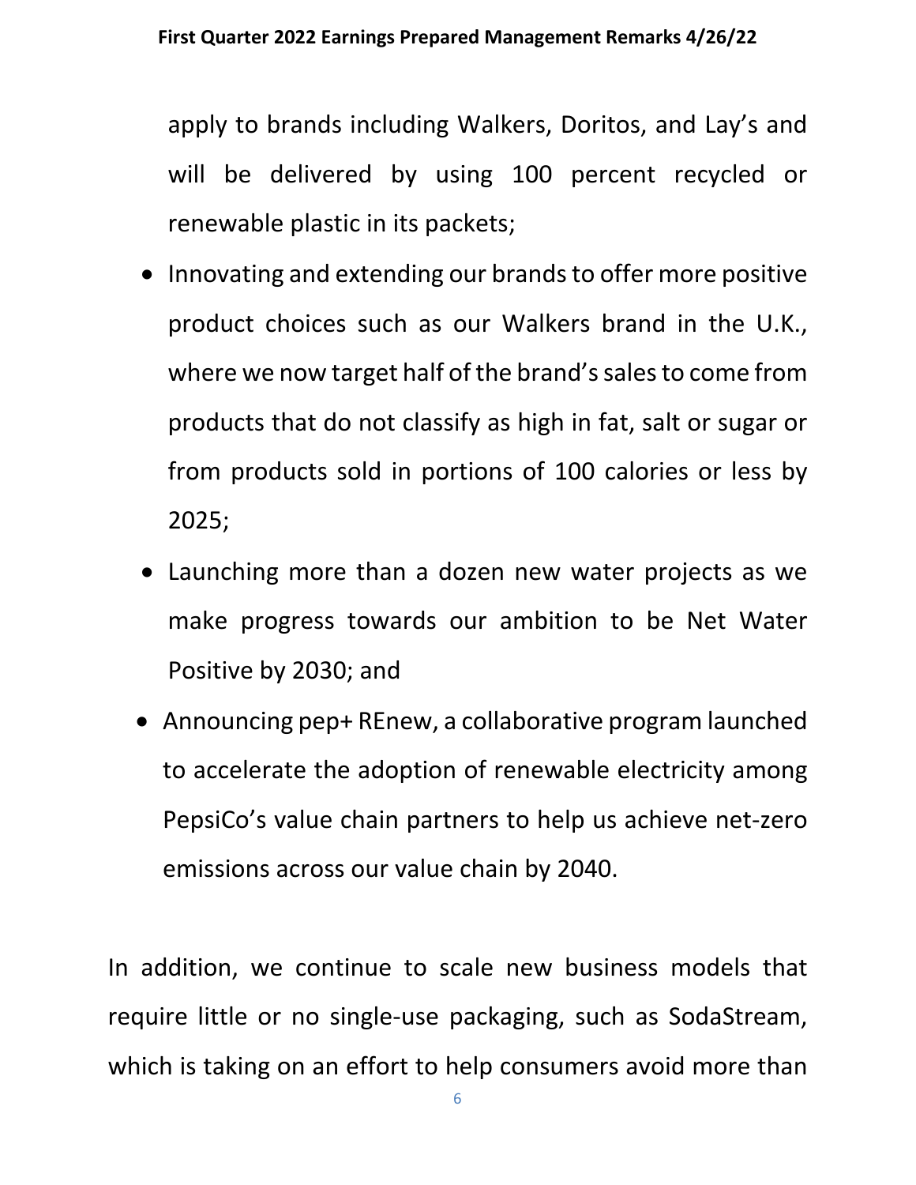apply to brands including Walkers, Doritos, and Lay's and will be delivered by using 100 percent recycled or renewable plastic in its packets;

- Innovating and extending our brands to offer more positive product choices such as our Walkers brand in the U.K., where we now target half of the brand's sales to come from products that do not classify as high in fat, salt or sugar or from products sold in portions of 100 calories or less by 2025;
- Launching more than a dozen new water projects as we make progress towards our ambition to be Net Water Positive by 2030; and
- Announcing pep+ REnew, a collaborative program launched to accelerate the adoption of renewable electricity among PepsiCo's value chain partners to help us achieve net-zero emissions across our value chain by 2040.

In addition, we continue to scale new business models that require little or no single-use packaging, such as SodaStream, which is taking on an effort to help consumers avoid more than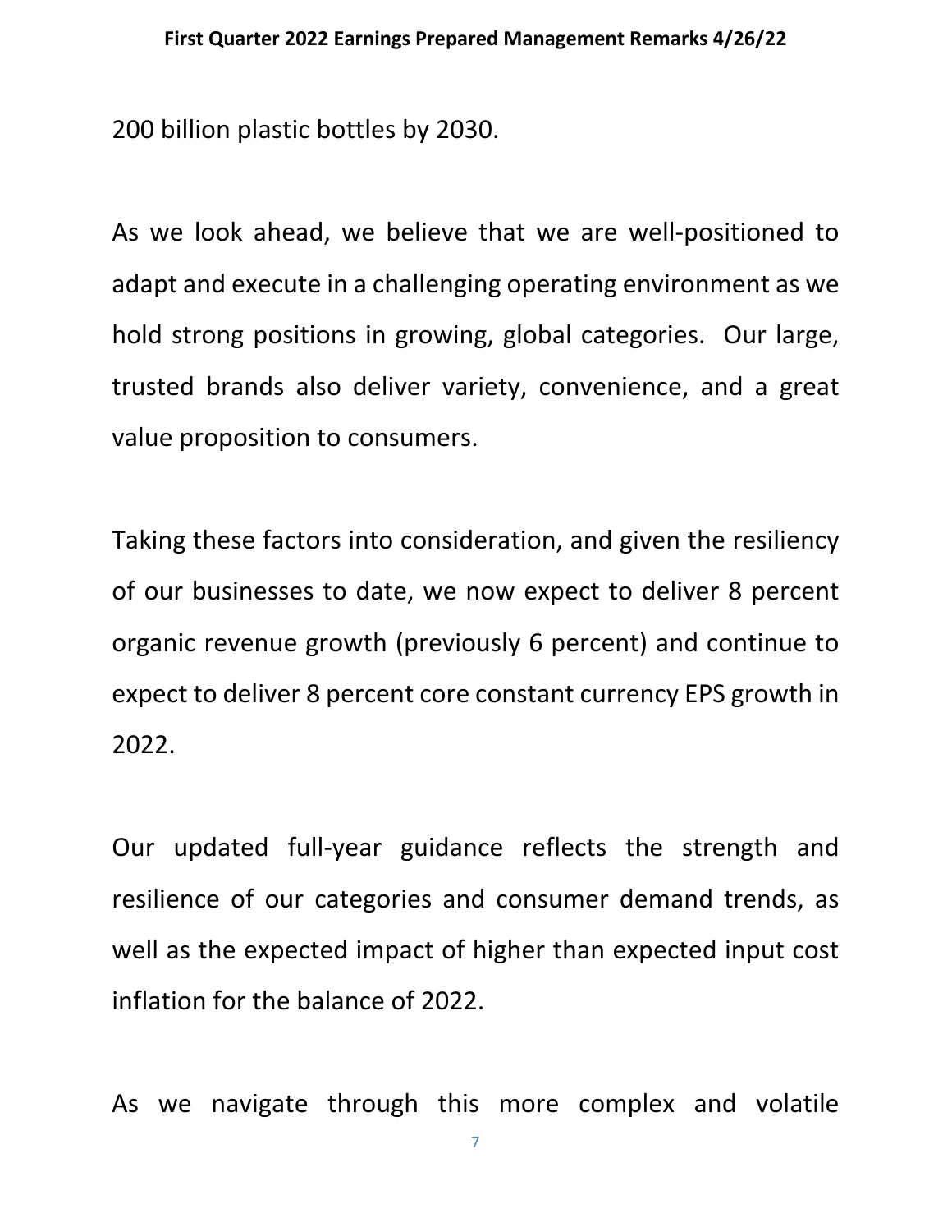200 billion plastic bottles by 2030.

As we look ahead, we believe that we are well-positioned to adapt and execute in a challenging operating environment as we hold strong positions in growing, global categories. Our large, trusted brands also deliver variety, convenience, and a great value proposition to consumers.

Taking these factors into consideration, and given the resiliency of our businesses to date, we now expect to deliver 8 percent organic revenue growth (previously 6 percent) and continue to expect to deliver 8 percent core constant currency EPS growth in 2022.

Our updated full-year guidance reflects the strength and resilience of our categories and consumer demand trends, as well as the expected impact of higher than expected input cost inflation for the balance of 2022.

As we navigate through this more complex and volatile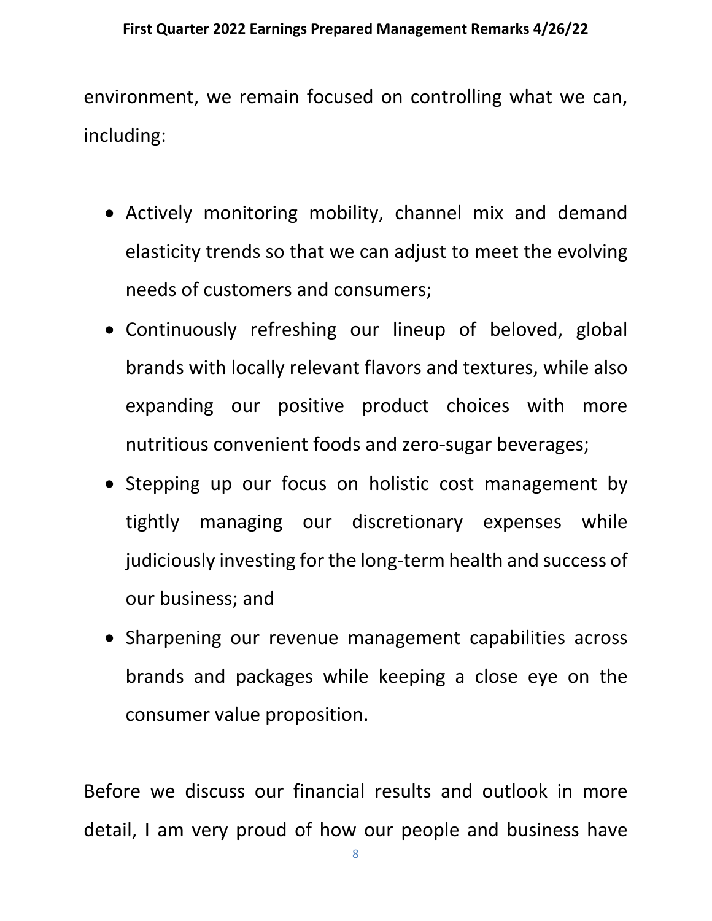environment, we remain focused on controlling what we can, including:

- Actively monitoring mobility, channel mix and demand elasticity trends so that we can adjust to meet the evolving needs of customers and consumers;
- Continuously refreshing our lineup of beloved, global brands with locally relevant flavors and textures, while also expanding our positive product choices with more nutritious convenient foods and zero-sugar beverages;
- Stepping up our focus on holistic cost management by tightly managing our discretionary expenses while judiciously investing for the long-term health and success of our business; and
- Sharpening our revenue management capabilities across brands and packages while keeping a close eye on the consumer value proposition.

Before we discuss our financial results and outlook in more detail, I am very proud of how our people and business have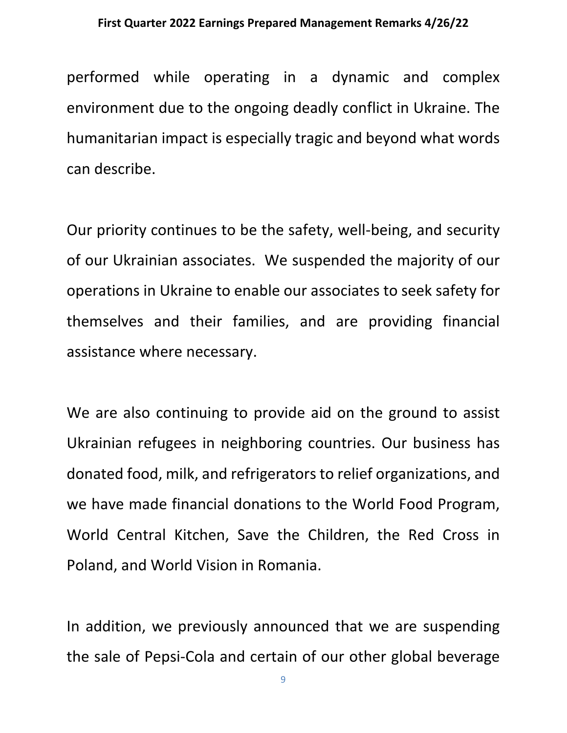performed while operating in a dynamic and complex environment due to the ongoing deadly conflict in Ukraine. The humanitarian impact is especially tragic and beyond what words can describe.

Our priority continues to be the safety, well-being, and security of our Ukrainian associates. We suspended the majority of our operations in Ukraine to enable our associates to seek safety for themselves and their families, and are providing financial assistance where necessary.

We are also continuing to provide aid on the ground to assist Ukrainian refugees in neighboring countries. Our business has donated food, milk, and refrigerators to relief organizations, and we have made financial donations to the World Food Program, World Central Kitchen, Save the Children, the Red Cross in Poland, and World Vision in Romania.

In addition, we previously announced that we are suspending the sale of Pepsi-Cola and certain of our other global beverage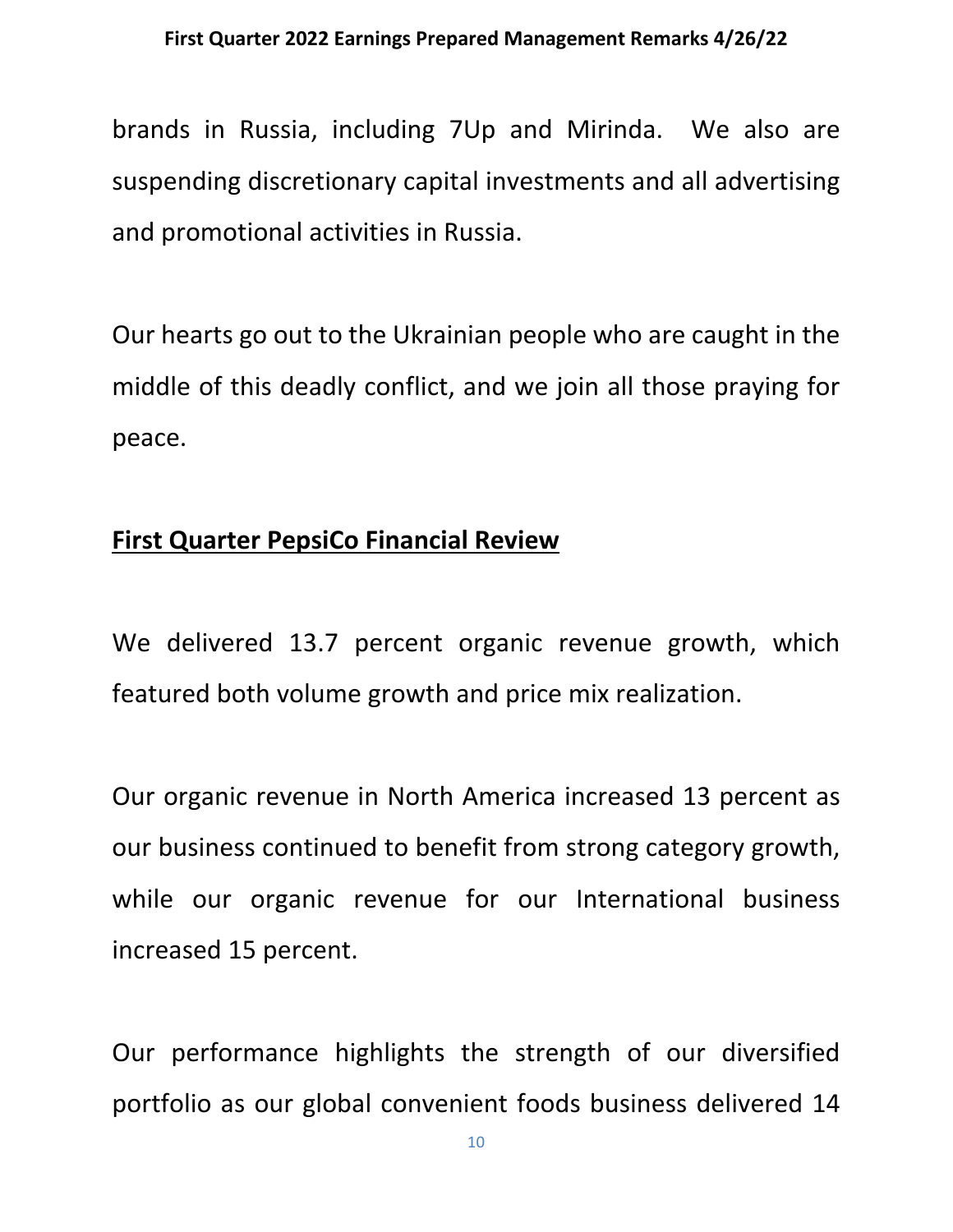brands in Russia, including 7Up and Mirinda. We also are suspending discretionary capital investments and all advertising and promotional activities in Russia.

Our hearts go out to the Ukrainian people who are caught in the middle of this deadly conflict, and we join all those praying for peace.

## First Quarter PepsiCo Financial Review

We delivered 13.7 percent organic revenue growth, which featured both volume growth and price mix realization.

Our organic revenue in North America increased 13 percent as our business continued to benefit from strong category growth, while our organic revenue for our International business increased 15 percent.

Our performance highlights the strength of our diversified portfolio as our global convenient foods business delivered 14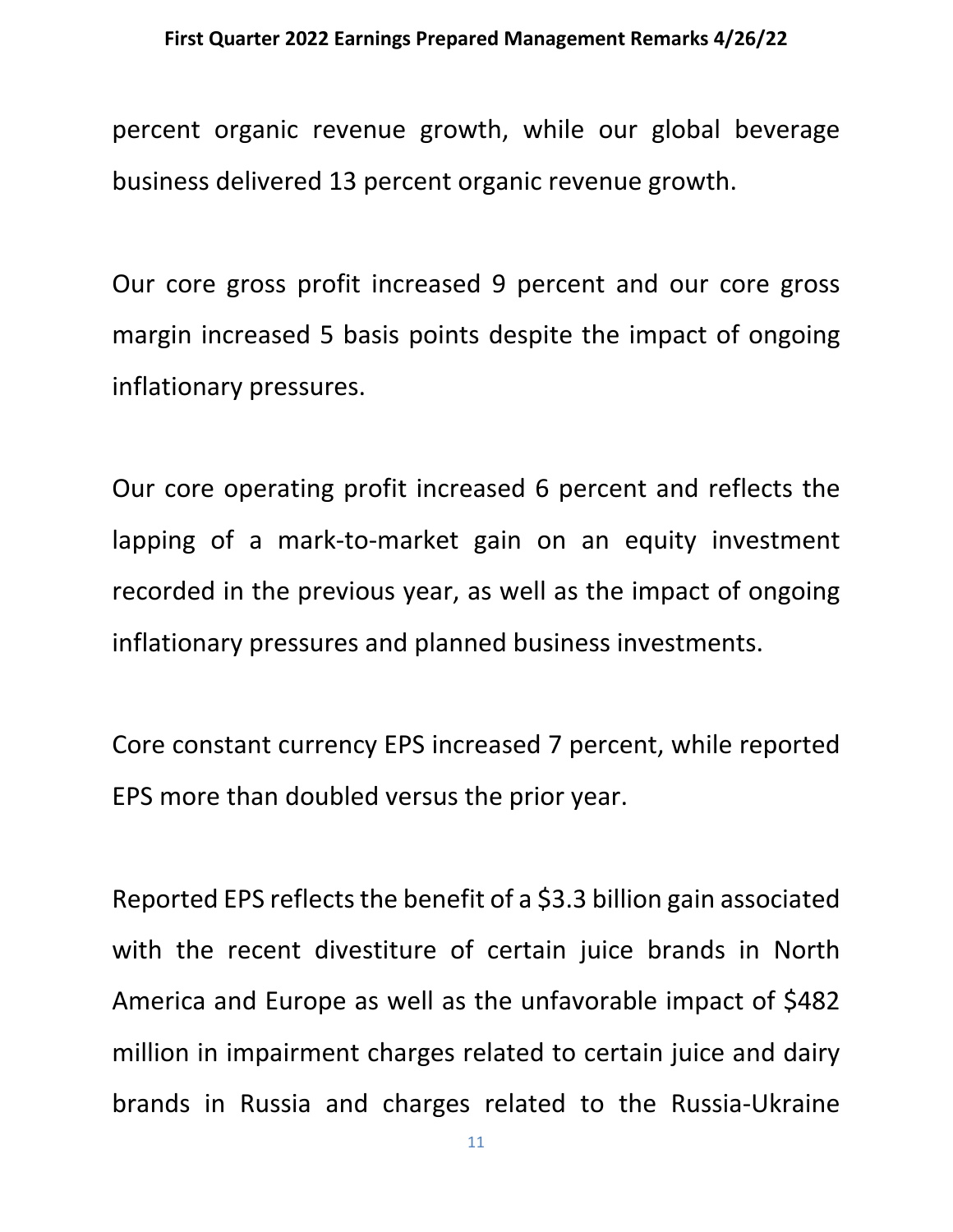percent organic revenue growth, while our global beverage business delivered 13 percent organic revenue growth.

Our core gross profit increased 9 percent and our core gross margin increased 5 basis points despite the impact of ongoing inflationary pressures.

Our core operating profit increased 6 percent and reflects the lapping of a mark-to-market gain on an equity investment recorded in the previous year, as well as the impact of ongoing inflationary pressures and planned business investments.

Core constant currency EPS increased 7 percent, while reported EPS more than doubled versus the prior year.

Reported EPS reflects the benefit of a $3.3 billion gain associated with the recent divestiture of certain juice brands in North America and Europe as well as the unfavorable impact of $482 million in impairment charges related to certain juice and dairy brands in Russia and charges related to the Russia-Ukraine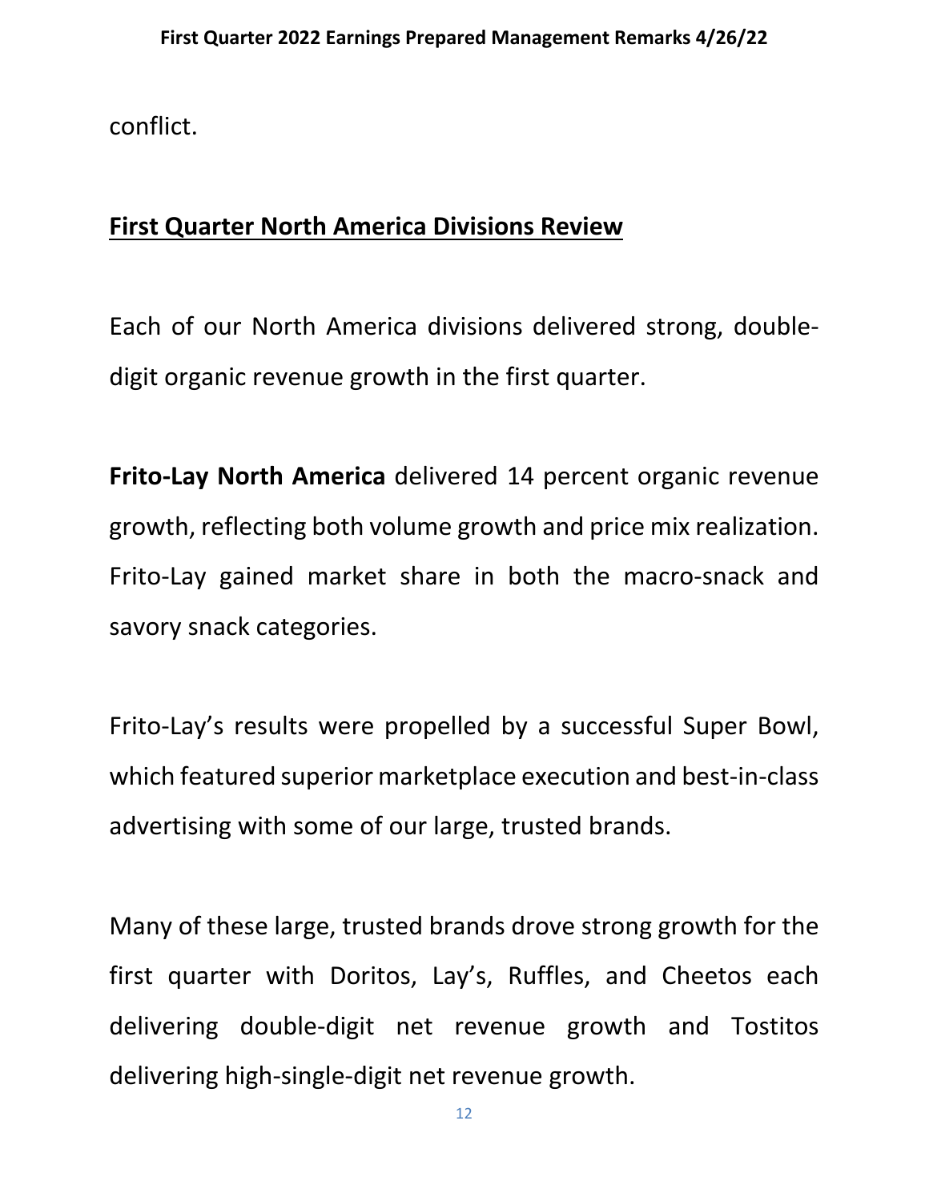conflict.

## First Quarter North America Divisions Review

Each of our North America divisions delivered strong, double-digit organic revenue growth in the first quarter.

**Frito-Lay North America** delivered 14 percent organic revenue growth, reflecting both volume growth and price mix realization. Frito-Lay gained market share in both the macro-snack and savory snack categories.

Frito-Lay's results were propelled by a successful Super Bowl, which featured superior marketplace execution and best-in-class advertising with some of our large, trusted brands.

Many of these large, trusted brands drove strong growth for the first quarter with Doritos, Lay's, Ruffles, and Cheetos each delivering double-digit net revenue growth and Tostitos delivering high-single-digit net revenue growth.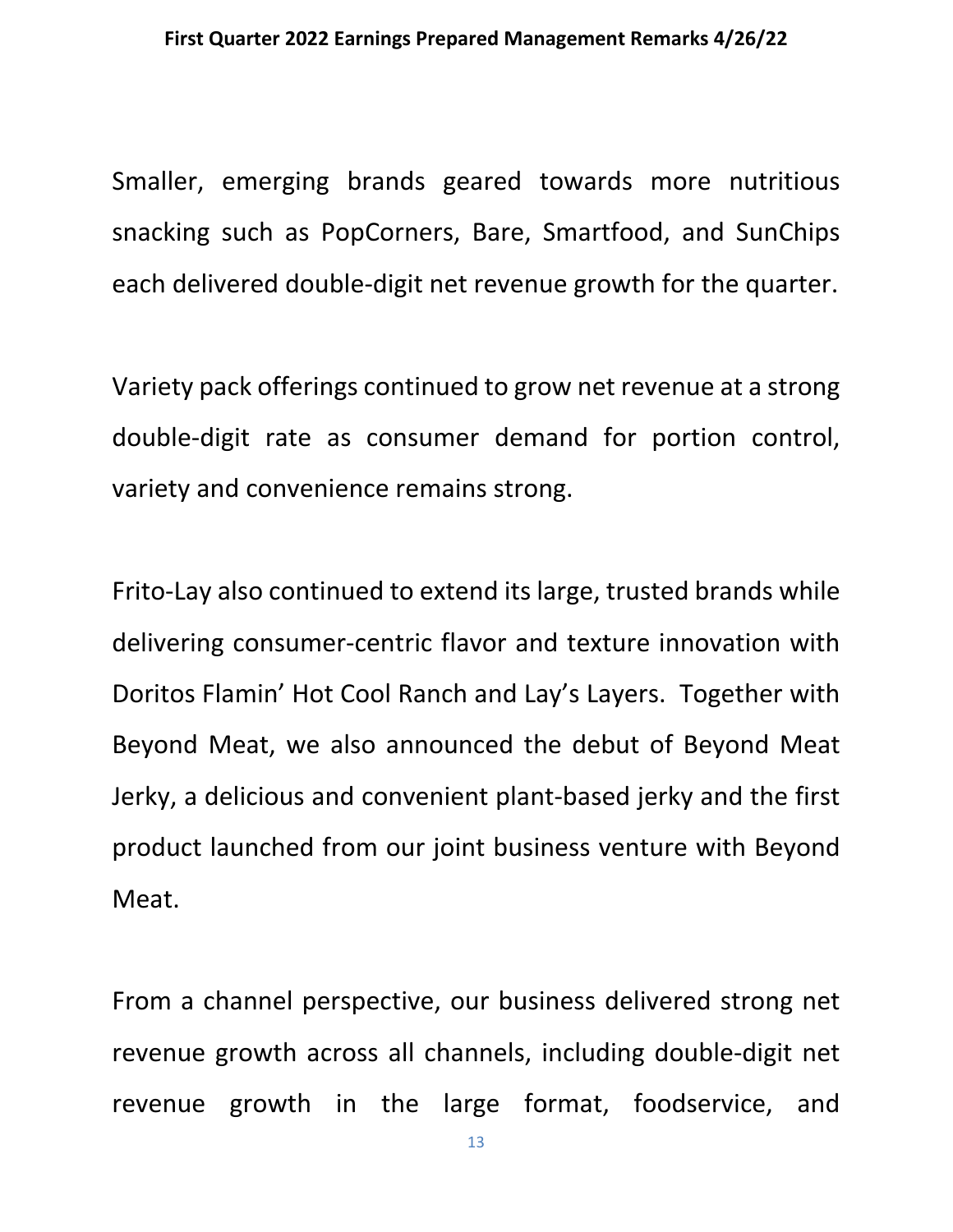Smaller, emerging brands geared towards more nutritious snacking such as PopCorners, Bare, Smartfood, and SunChips each delivered double-digit net revenue growth for the quarter.

Variety pack offerings continued to grow net revenue at a strong double-digit rate as consumer demand for portion control, variety and convenience remains strong.

Frito-Lay also continued to extend its large, trusted brands while delivering consumer-centric flavor and texture innovation with Doritos Flamin' Hot Cool Ranch and Lay's Layers. Together with Beyond Meat, we also announced the debut of Beyond Meat Jerky, a delicious and convenient plant-based jerky and the first product launched from our joint business venture with Beyond Meat.

From a channel perspective, our business delivered strong net revenue growth across all channels, including double-digit net revenue growth in the large format, foodservice, and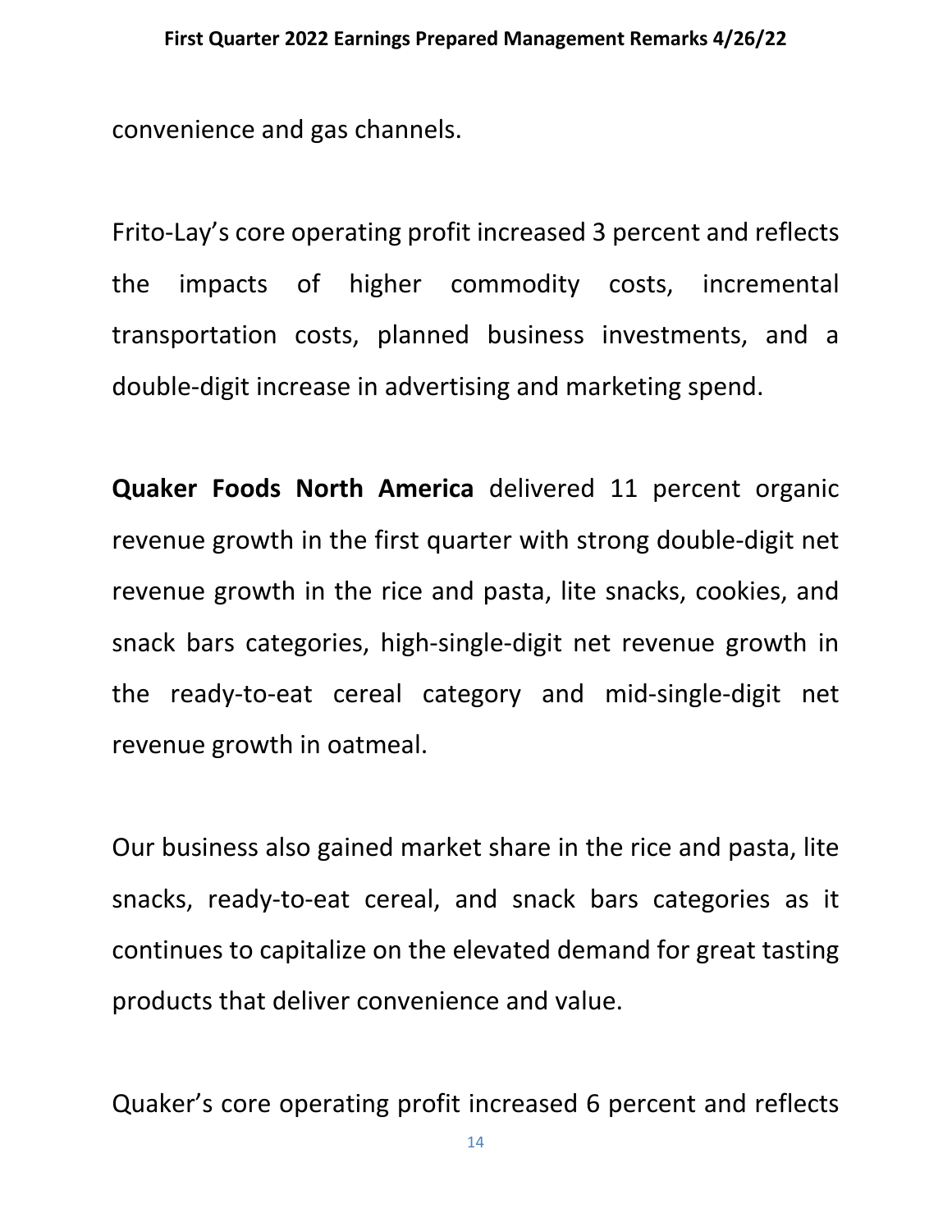convenience and gas channels.

Frito-Lay's core operating profit increased 3 percent and reflects the impacts of higher commodity costs, incremental transportation costs, planned business investments, and a double-digit increase in advertising and marketing spend.

**Quaker Foods North America** delivered 11 percent organic revenue growth in the first quarter with strong double-digit net revenue growth in the rice and pasta, lite snacks, cookies, and snack bars categories, high-single-digit net revenue growth in the ready-to-eat cereal category and mid-single-digit net revenue growth in oatmeal.

Our business also gained market share in the rice and pasta, lite snacks, ready-to-eat cereal, and snack bars categories as it continues to capitalize on the elevated demand for great tasting products that deliver convenience and value.

Quaker's core operating profit increased 6 percent and reflects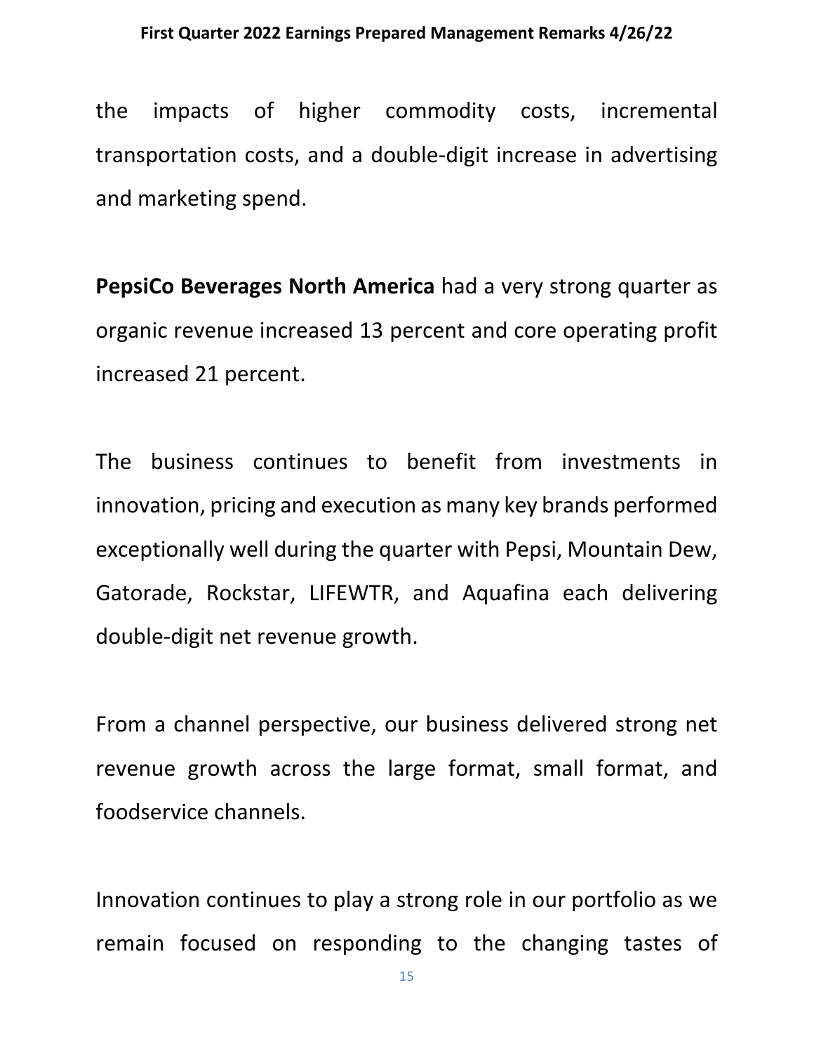the impacts of higher commodity costs, incremental transportation costs, and a double-digit increase in advertising and marketing spend.

**PepsiCo Beverages North America** had a very strong quarter as organic revenue increased 13 percent and core operating profit increased 21 percent.

The business continues to benefit from investments in innovation, pricing and execution as many key brands performed exceptionally well during the quarter with Pepsi, Mountain Dew, Gatorade, Rockstar, LIFEWTR, and Aquafina each delivering double-digit net revenue growth.

From a channel perspective, our business delivered strong net revenue growth across the large format, small format, and foodservice channels.

Innovation continues to play a strong role in our portfolio as we remain focused on responding to the changing tastes of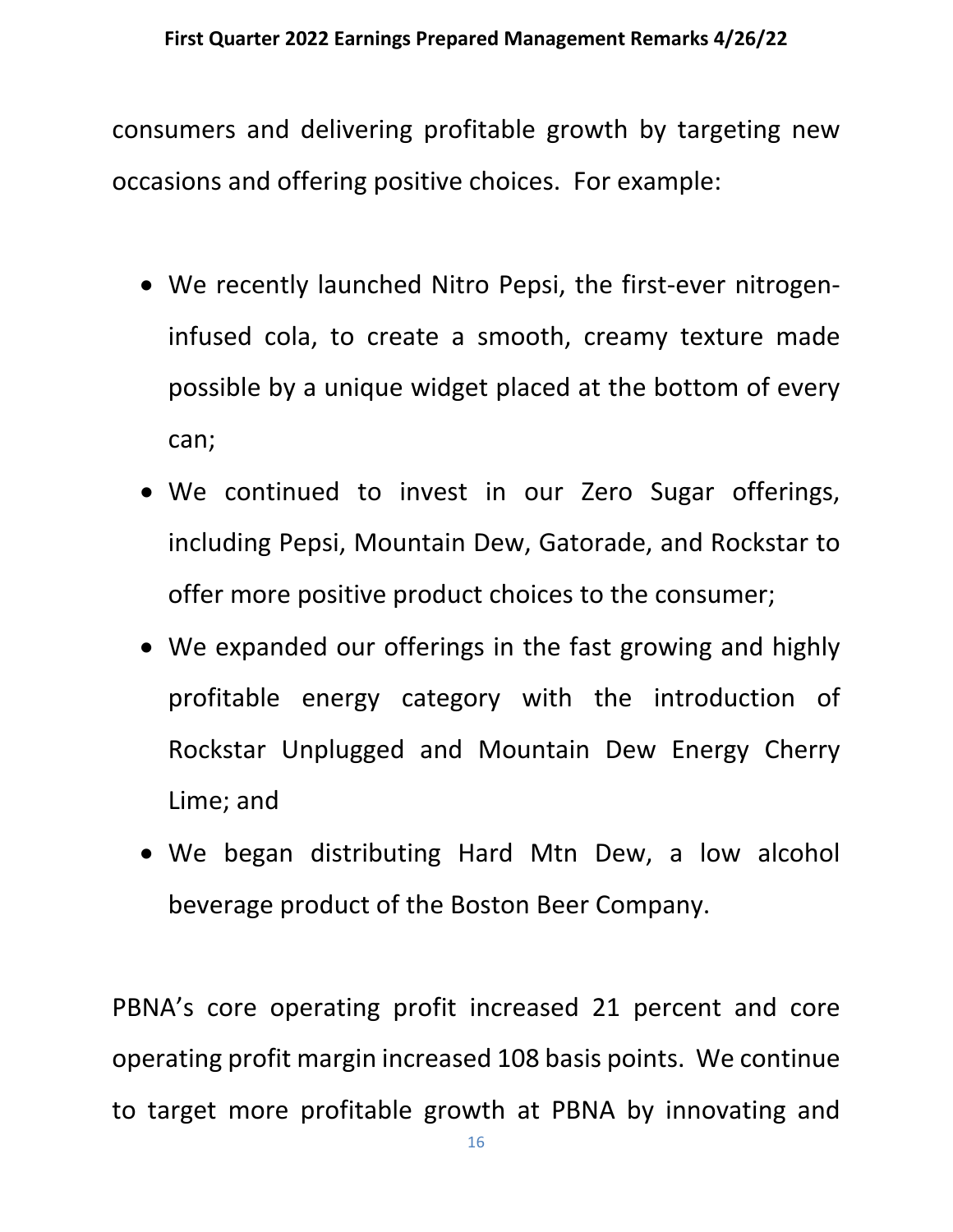consumers and delivering profitable growth by targeting new occasions and offering positive choices. For example:

- We recently launched Nitro Pepsi, the first-ever nitrogen-infused cola, to create a smooth, creamy texture made possible by a unique widget placed at the bottom of every can;
- We continued to invest in our Zero Sugar offerings, including Pepsi, Mountain Dew, Gatorade, and Rockstar to offer more positive product choices to the consumer;
- We expanded our offerings in the fast growing and highly profitable energy category with the introduction of Rockstar Unplugged and Mountain Dew Energy Cherry Lime; and
- We began distributing Hard Mtn Dew, a low alcohol beverage product of the Boston Beer Company.

PBNA's core operating profit increased 21 percent and core operating profit margin increased 108 basis points. We continue to target more profitable growth at PBNA by innovating and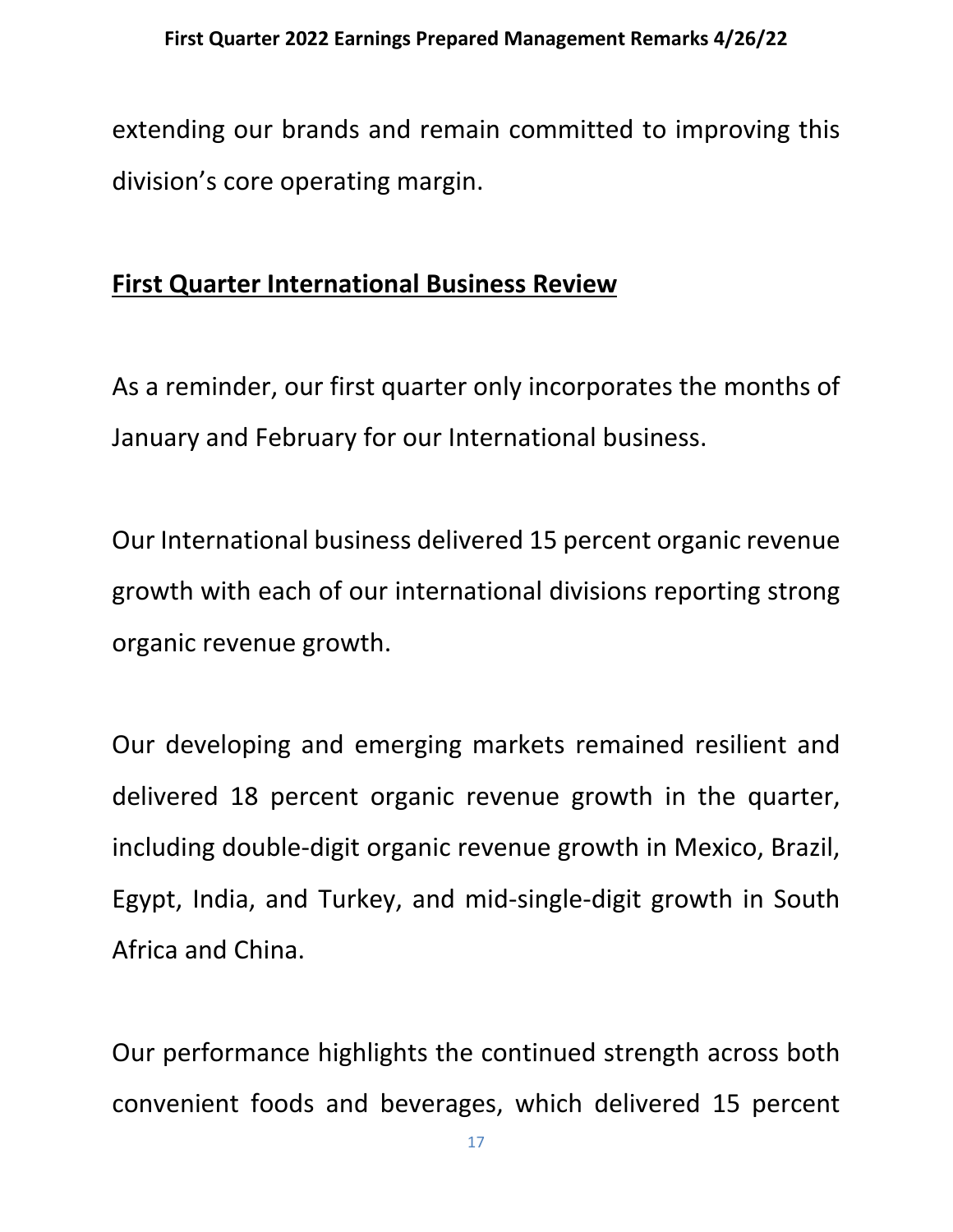extending our brands and remain committed to improving this division's core operating margin.

## First Quarter International Business Review

As a reminder, our first quarter only incorporates the months of January and February for our International business.

Our International business delivered 15 percent organic revenue growth with each of our international divisions reporting strong organic revenue growth.

Our developing and emerging markets remained resilient and delivered 18 percent organic revenue growth in the quarter, including double-digit organic revenue growth in Mexico, Brazil, Egypt, India, and Turkey, and mid-single-digit growth in South Africa and China.

Our performance highlights the continued strength across both convenient foods and beverages, which delivered 15 percent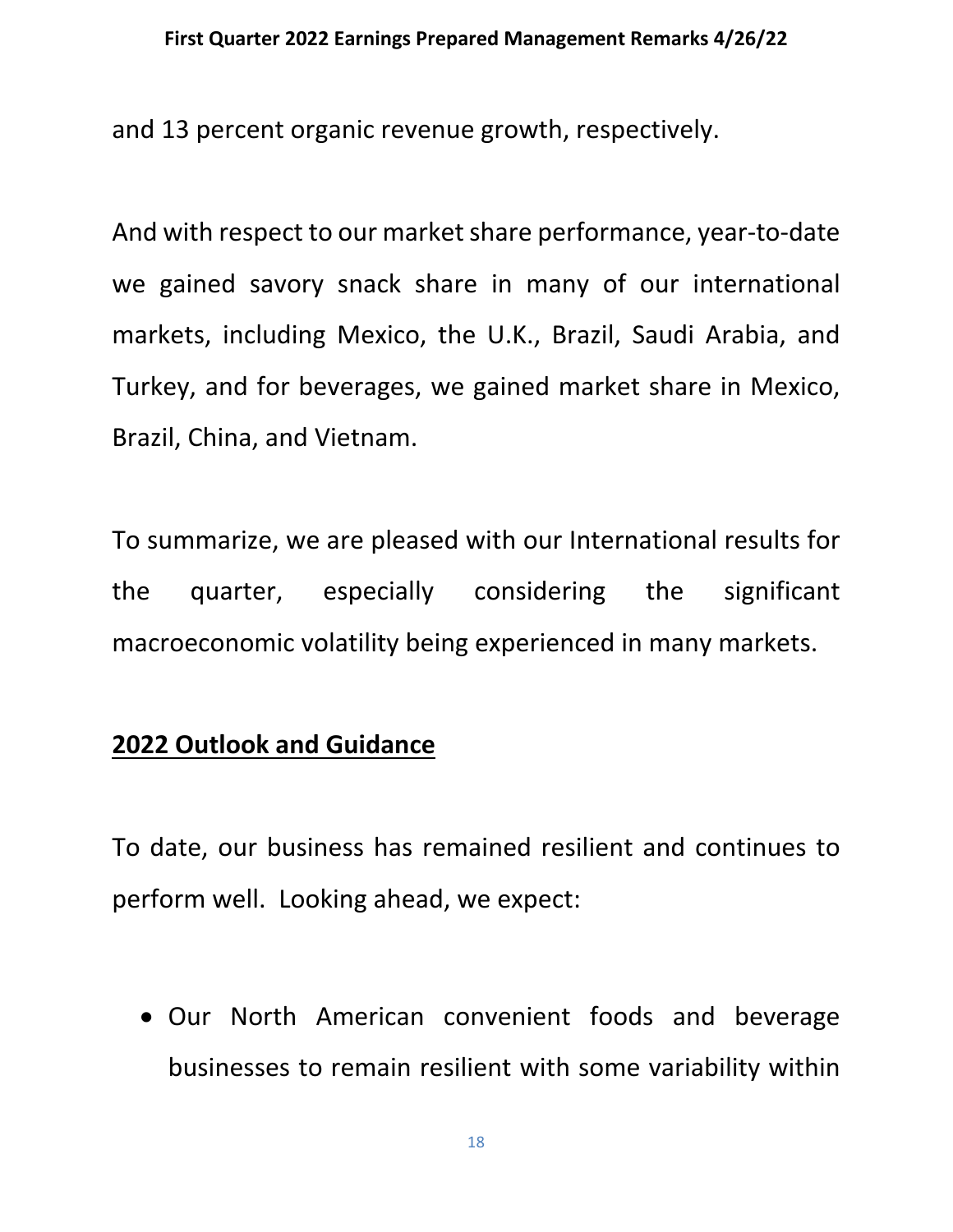and 13 percent organic revenue growth, respectively.

And with respect to our market share performance, year-to-date we gained savory snack share in many of our international markets, including Mexico, the U.K., Brazil, Saudi Arabia, and Turkey, and for beverages, we gained market share in Mexico, Brazil, China, and Vietnam.

To summarize, we are pleased with our International results for the quarter, especially considering the significant macroeconomic volatility being experienced in many markets.

## 2022 Outlook and Guidance

To date, our business has remained resilient and continues to perform well. Looking ahead, we expect:

- Our North American convenient foods and beverage businesses to remain resilient with some variability within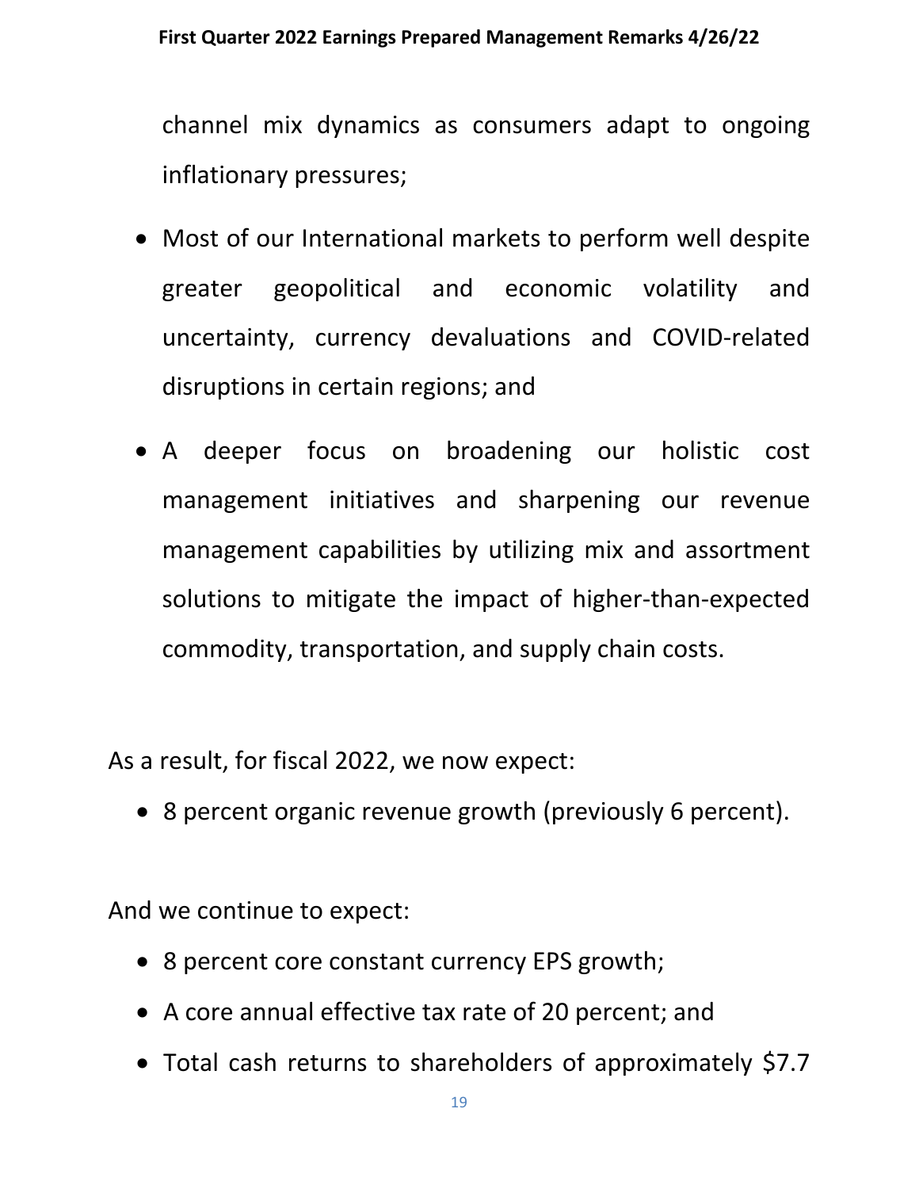channel mix dynamics as consumers adapt to ongoing inflationary pressures;

- Most of our International markets to perform well despite greater geopolitical and economic volatility and uncertainty, currency devaluations and COVID-related disruptions in certain regions; and
- A deeper focus on broadening our holistic cost management initiatives and sharpening our revenue management capabilities by utilizing mix and assortment solutions to mitigate the impact of higher-than-expected commodity, transportation, and supply chain costs.

As a result, for fiscal 2022, we now expect:

- 8 percent organic revenue growth (previously 6 percent).

And we continue to expect:

- 8 percent core constant currency EPS growth;
- A core annual effective tax rate of 20 percent; and
- Total cash returns to shareholders of approximately $7.7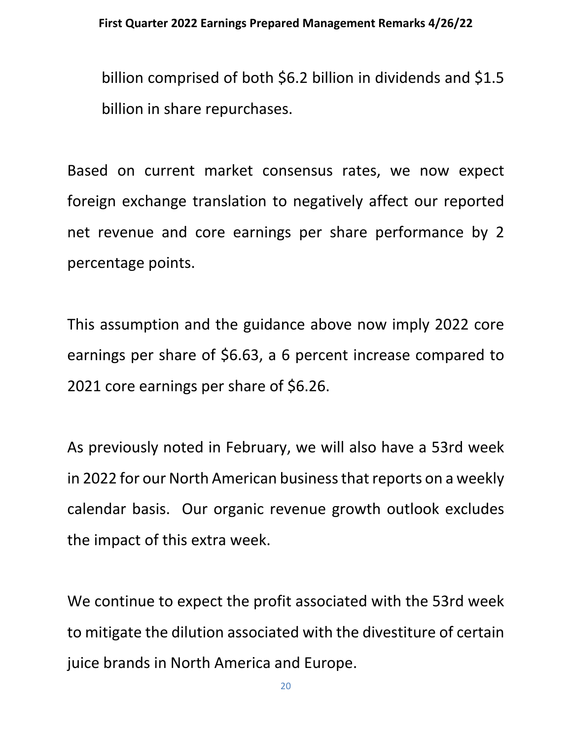billion comprised of both $6.2 billion in dividends and $1.5 billion in share repurchases.

Based on current market consensus rates, we now expect foreign exchange translation to negatively affect our reported net revenue and core earnings per share performance by 2 percentage points.

This assumption and the guidance above now imply 2022 core earnings per share of $6.63, a 6 percent increase compared to 2021 core earnings per share of $6.26.

As previously noted in February, we will also have a 53rd week in 2022 for our North American business that reports on a weekly calendar basis. Our organic revenue growth outlook excludes the impact of this extra week.

We continue to expect the profit associated with the 53rd week to mitigate the dilution associated with the divestiture of certain juice brands in North America and Europe.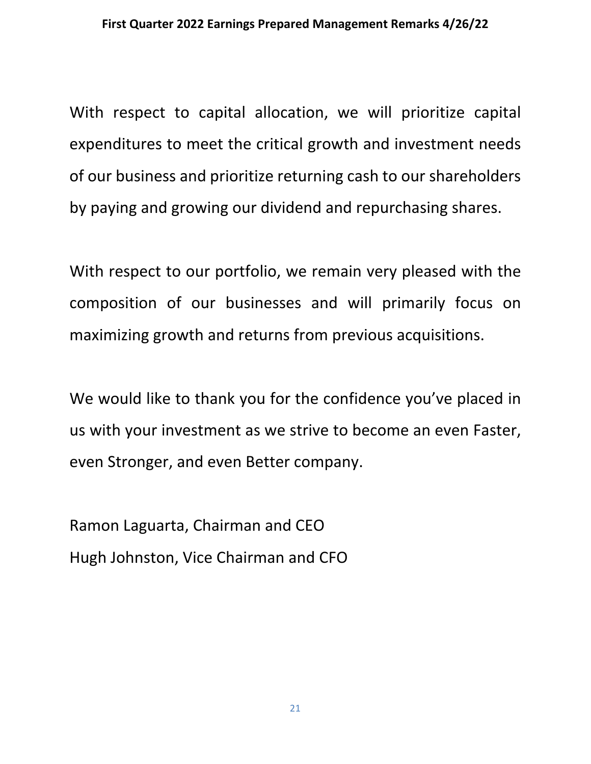With respect to capital allocation, we will prioritize capital expenditures to meet the critical growth and investment needs of our business and prioritize returning cash to our shareholders by paying and growing our dividend and repurchasing shares.

With respect to our portfolio, we remain very pleased with the composition of our businesses and will primarily focus on maximizing growth and returns from previous acquisitions.

We would like to thank you for the confidence you've placed in us with your investment as we strive to become an even Faster, even Stronger, and even Better company.

Ramon Laguarta, Chairman and CEO
Hugh Johnston, Vice Chairman and CFO